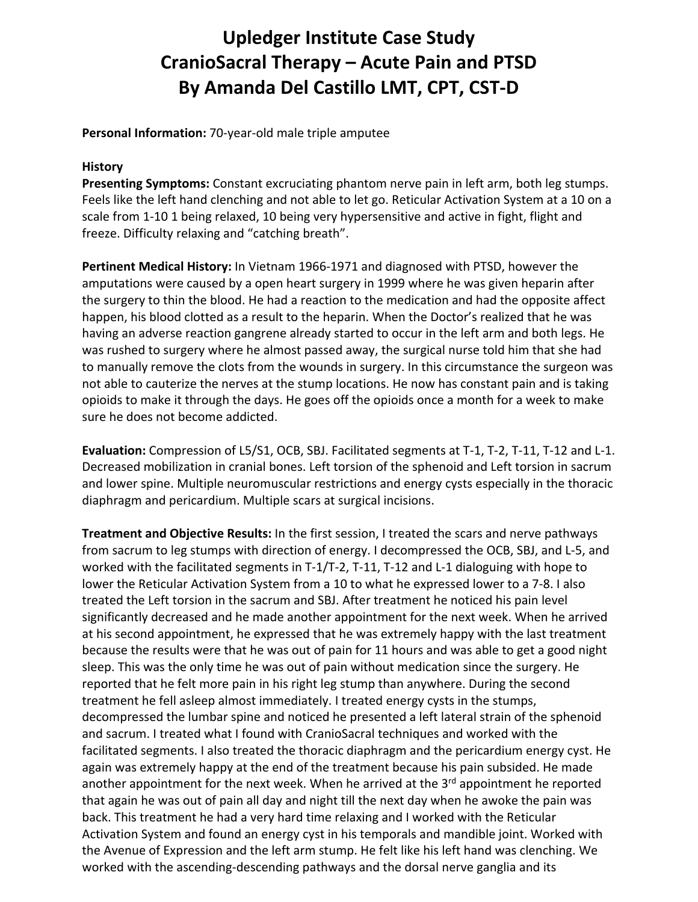# Upledger Institute Case Study
# CranioSacral Therapy – Acute Pain and PTSD
# By Amanda Del Castillo LMT, CPT, CST-D

**Personal Information:** 70-year-old male triple amputee

**History**

**Presenting Symptoms:** Constant excruciating phantom nerve pain in left arm, both leg stumps. Feels like the left hand clenching and not able to let go. Reticular Activation System at a 10 on a scale from 1-10 1 being relaxed, 10 being very hypersensitive and active in fight, flight and freeze. Difficulty relaxing and "catching breath".

**Pertinent Medical History:** In Vietnam 1966-1971 and diagnosed with PTSD, however the amputations were caused by a open heart surgery in 1999 where he was given heparin after the surgery to thin the blood. He had a reaction to the medication and had the opposite affect happen, his blood clotted as a result to the heparin. When the Doctor's realized that he was having an adverse reaction gangrene already started to occur in the left arm and both legs. He was rushed to surgery where he almost passed away, the surgical nurse told him that she had to manually remove the clots from the wounds in surgery. In this circumstance the surgeon was not able to cauterize the nerves at the stump locations. He now has constant pain and is taking opioids to make it through the days. He goes off the opioids once a month for a week to make sure he does not become addicted.

**Evaluation:** Compression of L5/S1, OCB, SBJ. Facilitated segments at T-1, T-2, T-11, T-12 and L-1. Decreased mobilization in cranial bones. Left torsion of the sphenoid and Left torsion in sacrum and lower spine. Multiple neuromuscular restrictions and energy cysts especially in the thoracic diaphragm and pericardium. Multiple scars at surgical incisions.

**Treatment and Objective Results:** In the first session, I treated the scars and nerve pathways from sacrum to leg stumps with direction of energy. I decompressed the OCB, SBJ, and L-5, and worked with the facilitated segments in T-1/T-2, T-11, T-12 and L-1 dialoguing with hope to lower the Reticular Activation System from a 10 to what he expressed lower to a 7-8. I also treated the Left torsion in the sacrum and SBJ. After treatment he noticed his pain level significantly decreased and he made another appointment for the next week. When he arrived at his second appointment, he expressed that he was extremely happy with the last treatment because the results were that he was out of pain for 11 hours and was able to get a good night sleep. This was the only time he was out of pain without medication since the surgery. He reported that he felt more pain in his right leg stump than anywhere. During the second treatment he fell asleep almost immediately. I treated energy cysts in the stumps, decompressed the lumbar spine and noticed he presented a left lateral strain of the sphenoid and sacrum. I treated what I found with CranioSacral techniques and worked with the facilitated segments. I also treated the thoracic diaphragm and the pericardium energy cyst. He again was extremely happy at the end of the treatment because his pain subsided. He made another appointment for the next week. When he arrived at the 3rd appointment he reported that again he was out of pain all day and night till the next day when he awoke the pain was back. This treatment he had a very hard time relaxing and I worked with the Reticular Activation System and found an energy cyst in his temporals and mandible joint. Worked with the Avenue of Expression and the left arm stump. He felt like his left hand was clenching. We worked with the ascending-descending pathways and the dorsal nerve ganglia and its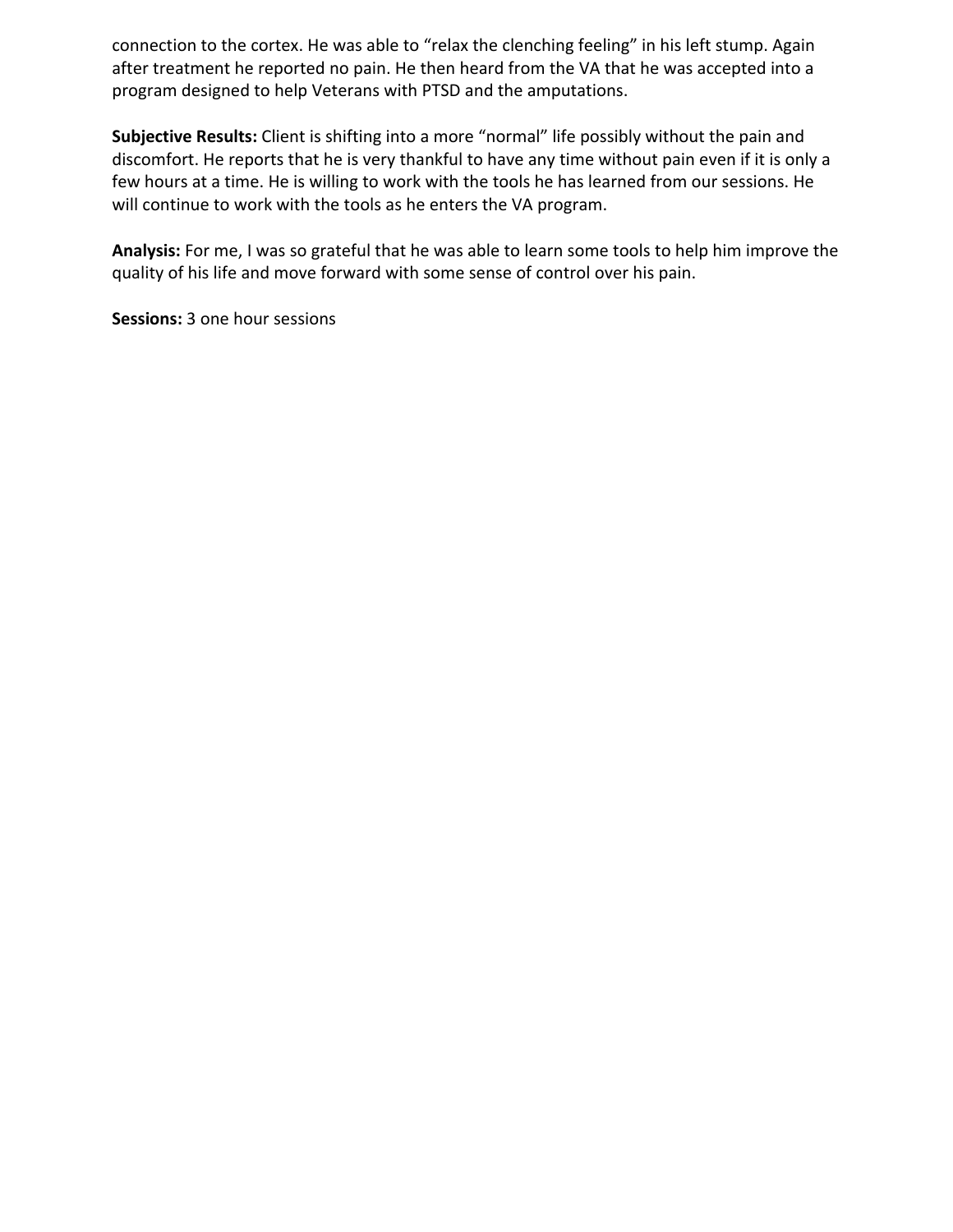connection to the cortex. He was able to “relax the clenching feeling” in his left stump. Again after treatment he reported no pain. He then heard from the VA that he was accepted into a program designed to help Veterans with PTSD and the amputations.

**Subjective Results:** Client is shifting into a more “normal” life possibly without the pain and discomfort. He reports that he is very thankful to have any time without pain even if it is only a few hours at a time. He is willing to work with the tools he has learned from our sessions. He will continue to work with the tools as he enters the VA program.

**Analysis:** For me, I was so grateful that he was able to learn some tools to help him improve the quality of his life and move forward with some sense of control over his pain.

**Sessions:** 3 one hour sessions